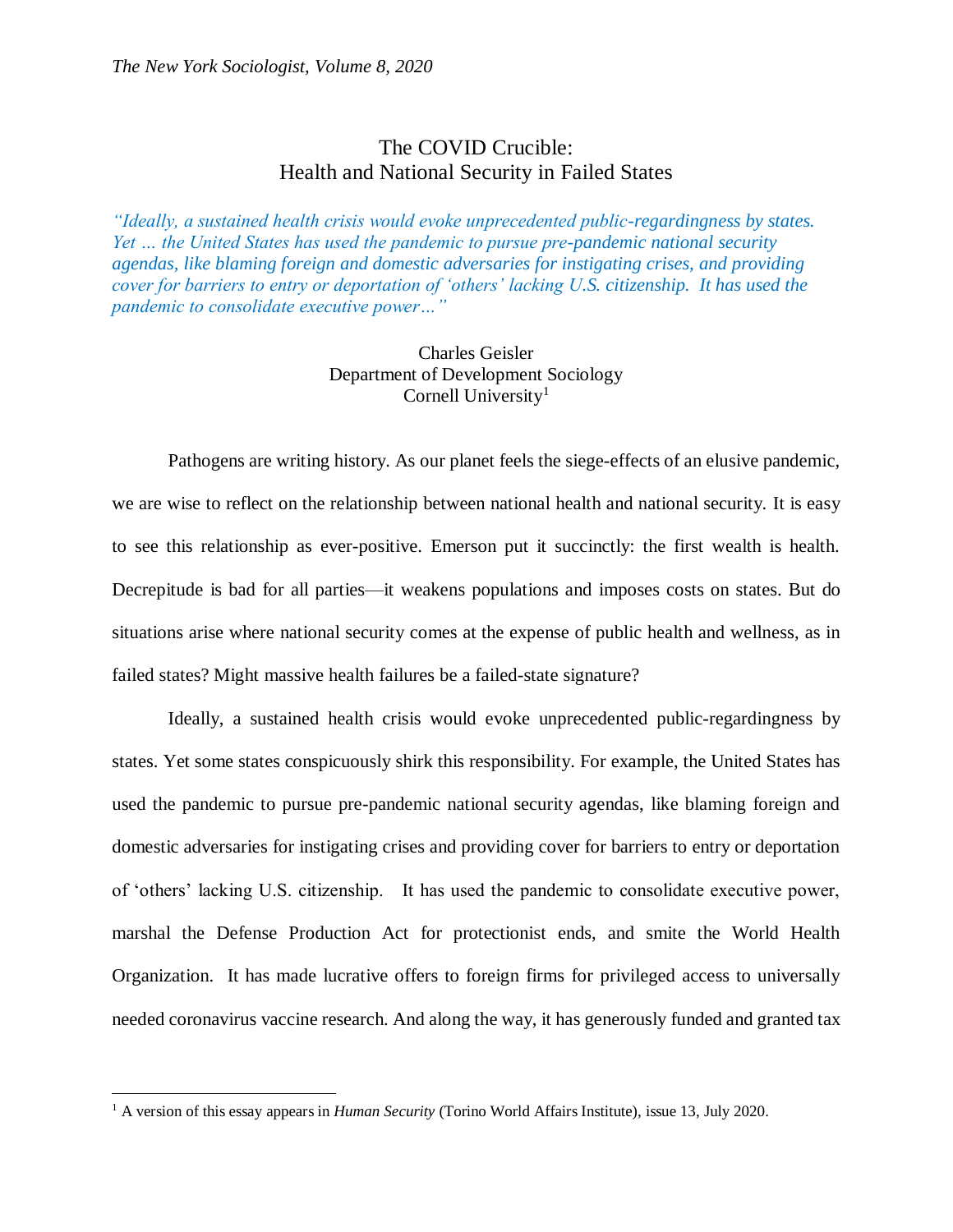# The COVID Crucible: Health and National Security in Failed States

*"Ideally, a sustained health crisis would evoke unprecedented public-regardingness by states. Yet … the United States has used the pandemic to pursue pre-pandemic national security agendas, like blaming foreign and domestic adversaries for instigating crises, and providing cover for barriers to entry or deportation of 'others' lacking U.S. citizenship. It has used the pandemic to consolidate executive power…"*

Charles Geisler
Department of Development Sociology
Cornell University[1]

Pathogens are writing history. As our planet feels the siege-effects of an elusive pandemic, we are wise to reflect on the relationship between national health and national security. It is easy to see this relationship as ever-positive. Emerson put it succinctly: the first wealth is health. Decrepitude is bad for all parties—it weakens populations and imposes costs on states. But do situations arise where national security comes at the expense of public health and wellness, as in failed states? Might massive health failures be a failed-state signature?

Ideally, a sustained health crisis would evoke unprecedented public-regardingness by states. Yet some states conspicuously shirk this responsibility. For example, the United States has used the pandemic to pursue pre-pandemic national security agendas, like blaming foreign and domestic adversaries for instigating crises and providing cover for barriers to entry or deportation of 'others' lacking U.S. citizenship. It has used the pandemic to consolidate executive power, marshal the Defense Production Act for protectionist ends, and smite the World Health Organization. It has made lucrative offers to foreign firms for privileged access to universally needed coronavirus vaccine research. And along the way, it has generously funded and granted tax

---

[1] A version of this essay appears in *Human Security* (Torino World Affairs Institute), issue 13, July 2020.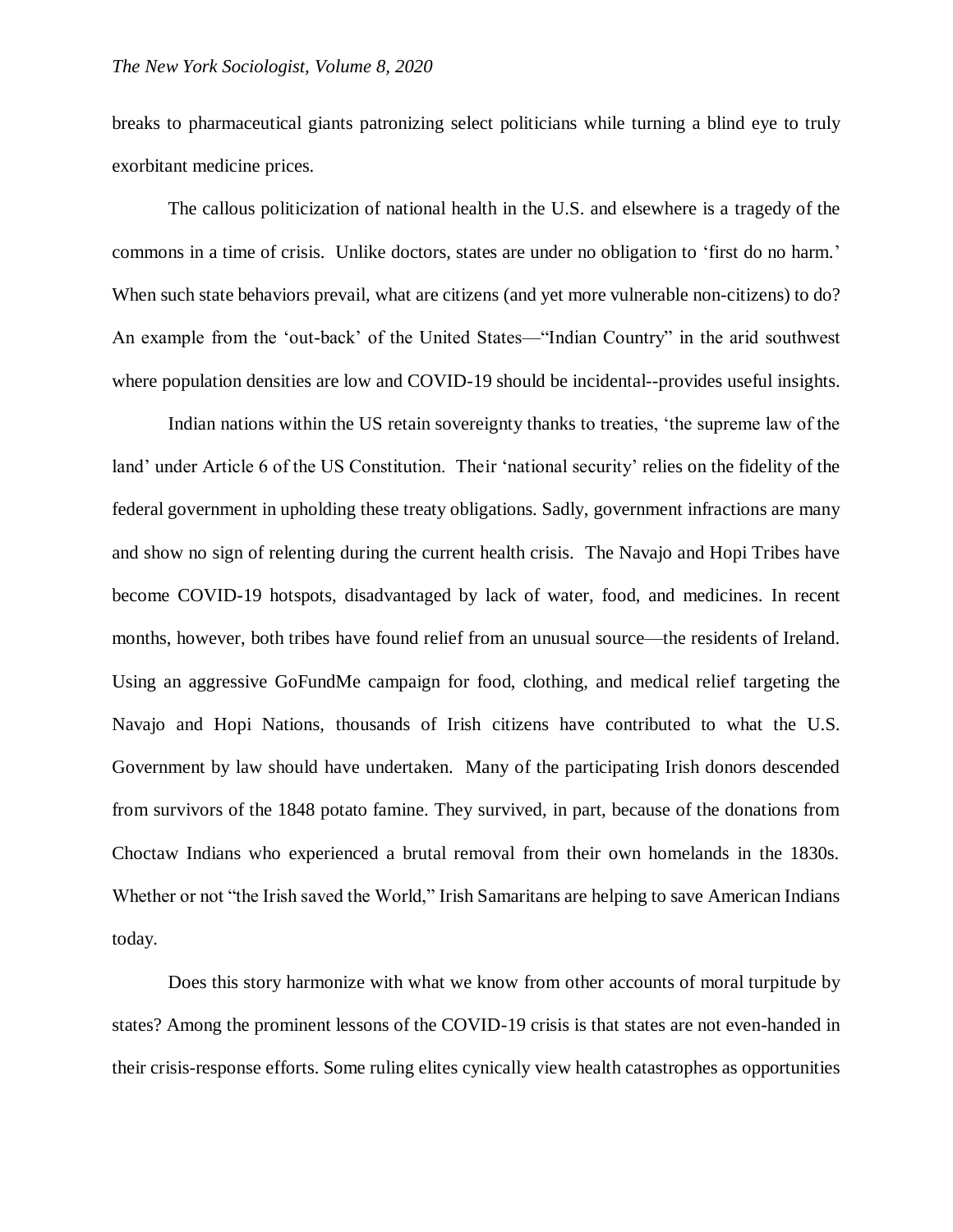breaks to pharmaceutical giants patronizing select politicians while turning a blind eye to truly exorbitant medicine prices.

The callous politicization of national health in the U.S. and elsewhere is a tragedy of the commons in a time of crisis. Unlike doctors, states are under no obligation to 'first do no harm.' When such state behaviors prevail, what are citizens (and yet more vulnerable non-citizens) to do? An example from the 'out-back' of the United States—"Indian Country" in the arid southwest where population densities are low and COVID-19 should be incidental--provides useful insights.

Indian nations within the US retain sovereignty thanks to treaties, 'the supreme law of the land' under Article 6 of the US Constitution. Their 'national security' relies on the fidelity of the federal government in upholding these treaty obligations. Sadly, government infractions are many and show no sign of relenting during the current health crisis. The Navajo and Hopi Tribes have become COVID-19 hotspots, disadvantaged by lack of water, food, and medicines. In recent months, however, both tribes have found relief from an unusual source—the residents of Ireland. Using an aggressive GoFundMe campaign for food, clothing, and medical relief targeting the Navajo and Hopi Nations, thousands of Irish citizens have contributed to what the U.S. Government by law should have undertaken. Many of the participating Irish donors descended from survivors of the 1848 potato famine. They survived, in part, because of the donations from Choctaw Indians who experienced a brutal removal from their own homelands in the 1830s. Whether or not "the Irish saved the World," Irish Samaritans are helping to save American Indians today.

Does this story harmonize with what we know from other accounts of moral turpitude by states? Among the prominent lessons of the COVID-19 crisis is that states are not even-handed in their crisis-response efforts. Some ruling elites cynically view health catastrophes as opportunities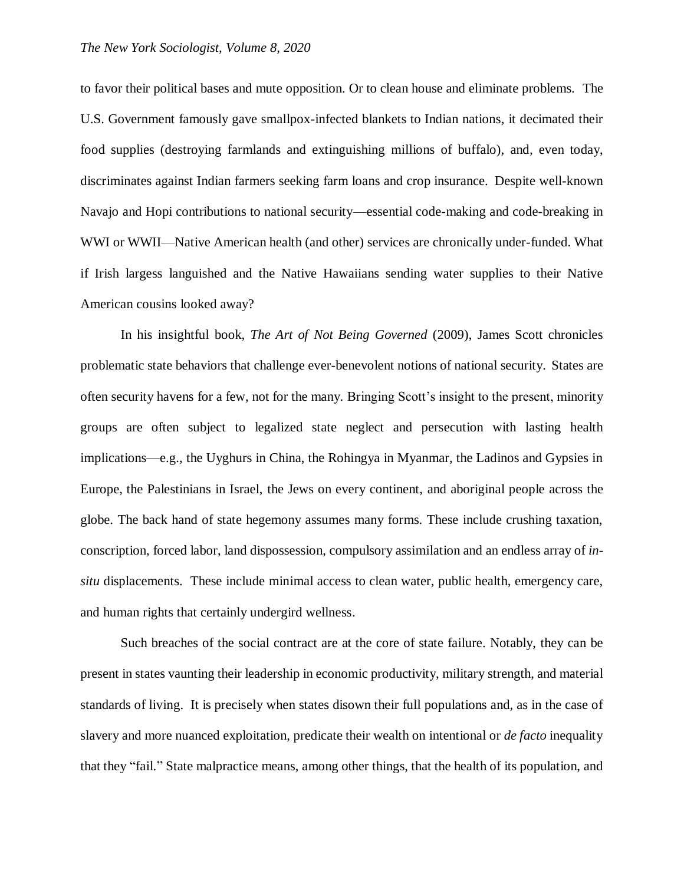to favor their political bases and mute opposition. Or to clean house and eliminate problems. The U.S. Government famously gave smallpox-infected blankets to Indian nations, it decimated their food supplies (destroying farmlands and extinguishing millions of buffalo), and, even today, discriminates against Indian farmers seeking farm loans and crop insurance. Despite well-known Navajo and Hopi contributions to national security—essential code-making and code-breaking in WWI or WWII—Native American health (and other) services are chronically under-funded. What if Irish largess languished and the Native Hawaiians sending water supplies to their Native American cousins looked away?

In his insightful book, *The Art of Not Being Governed* (2009), James Scott chronicles problematic state behaviors that challenge ever-benevolent notions of national security. States are often security havens for a few, not for the many. Bringing Scott's insight to the present, minority groups are often subject to legalized state neglect and persecution with lasting health implications—e.g., the Uyghurs in China, the Rohingya in Myanmar, the Ladinos and Gypsies in Europe, the Palestinians in Israel, the Jews on every continent, and aboriginal people across the globe. The back hand of state hegemony assumes many forms. These include crushing taxation, conscription, forced labor, land dispossession, compulsory assimilation and an endless array of *in-situ* displacements. These include minimal access to clean water, public health, emergency care, and human rights that certainly undergird wellness.

Such breaches of the social contract are at the core of state failure. Notably, they can be present in states vaunting their leadership in economic productivity, military strength, and material standards of living. It is precisely when states disown their full populations and, as in the case of slavery and more nuanced exploitation, predicate their wealth on intentional or *de facto* inequality that they "fail." State malpractice means, among other things, that the health of its population, and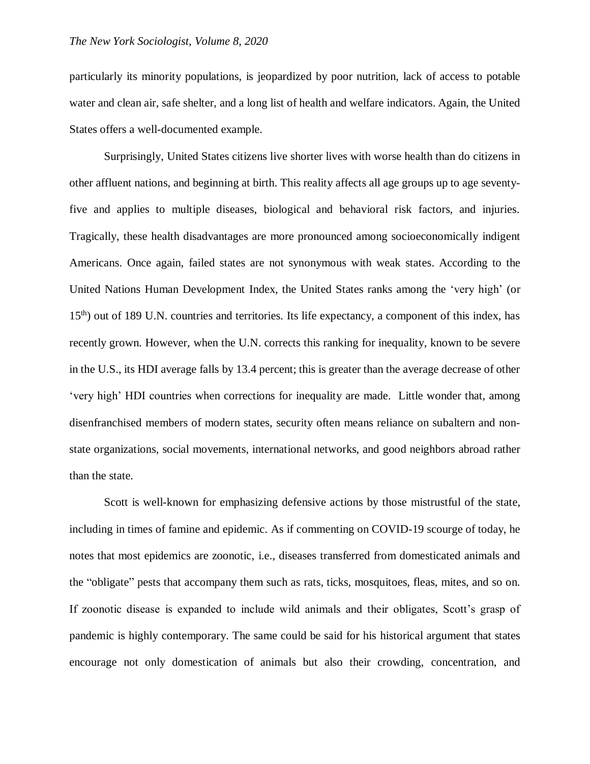particularly its minority populations, is jeopardized by poor nutrition, lack of access to potable water and clean air, safe shelter, and a long list of health and welfare indicators. Again, the United States offers a well-documented example.

Surprisingly, United States citizens live shorter lives with worse health than do citizens in other affluent nations, and beginning at birth. This reality affects all age groups up to age seventy-five and applies to multiple diseases, biological and behavioral risk factors, and injuries. Tragically, these health disadvantages are more pronounced among socioeconomically indigent Americans. Once again, failed states are not synonymous with weak states. According to the United Nations Human Development Index, the United States ranks among the 'very high' (or 15th) out of 189 U.N. countries and territories. Its life expectancy, a component of this index, has recently grown. However, when the U.N. corrects this ranking for inequality, known to be severe in the U.S., its HDI average falls by 13.4 percent; this is greater than the average decrease of other 'very high' HDI countries when corrections for inequality are made. Little wonder that, among disenfranchised members of modern states, security often means reliance on subaltern and non-state organizations, social movements, international networks, and good neighbors abroad rather than the state.

Scott is well-known for emphasizing defensive actions by those mistrustful of the state, including in times of famine and epidemic. As if commenting on COVID-19 scourge of today, he notes that most epidemics are zoonotic, i.e., diseases transferred from domesticated animals and the "obligate" pests that accompany them such as rats, ticks, mosquitoes, fleas, mites, and so on. If zoonotic disease is expanded to include wild animals and their obligates, Scott's grasp of pandemic is highly contemporary. The same could be said for his historical argument that states encourage not only domestication of animals but also their crowding, concentration, and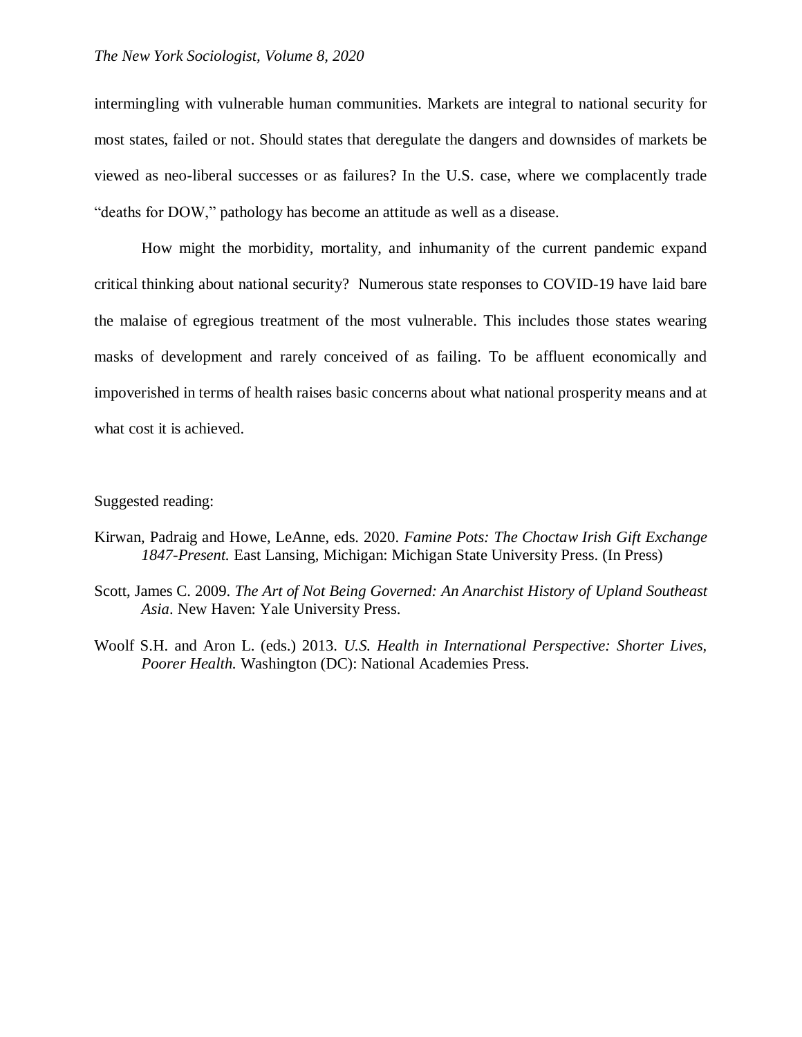intermingling with vulnerable human communities. Markets are integral to national security for most states, failed or not. Should states that deregulate the dangers and downsides of markets be viewed as neo-liberal successes or as failures? In the U.S. case, where we complacently trade "deaths for DOW," pathology has become an attitude as well as a disease.

How might the morbidity, mortality, and inhumanity of the current pandemic expand critical thinking about national security? Numerous state responses to COVID-19 have laid bare the malaise of egregious treatment of the most vulnerable. This includes those states wearing masks of development and rarely conceived of as failing. To be affluent economically and impoverished in terms of health raises basic concerns about what national prosperity means and at what cost it is achieved.

Suggested reading:

Kirwan, Padraig and Howe, LeAnne, eds. 2020. *Famine Pots: The Choctaw Irish Gift Exchange 1847-Present.* East Lansing, Michigan: Michigan State University Press. (In Press)

Scott, James C. 2009. *The Art of Not Being Governed: An Anarchist History of Upland Southeast Asia*. New Haven: Yale University Press.

Woolf S.H. and Aron L. (eds.) 2013. *U.S. Health in International Perspective: Shorter Lives, Poorer Health.* Washington (DC): National Academies Press.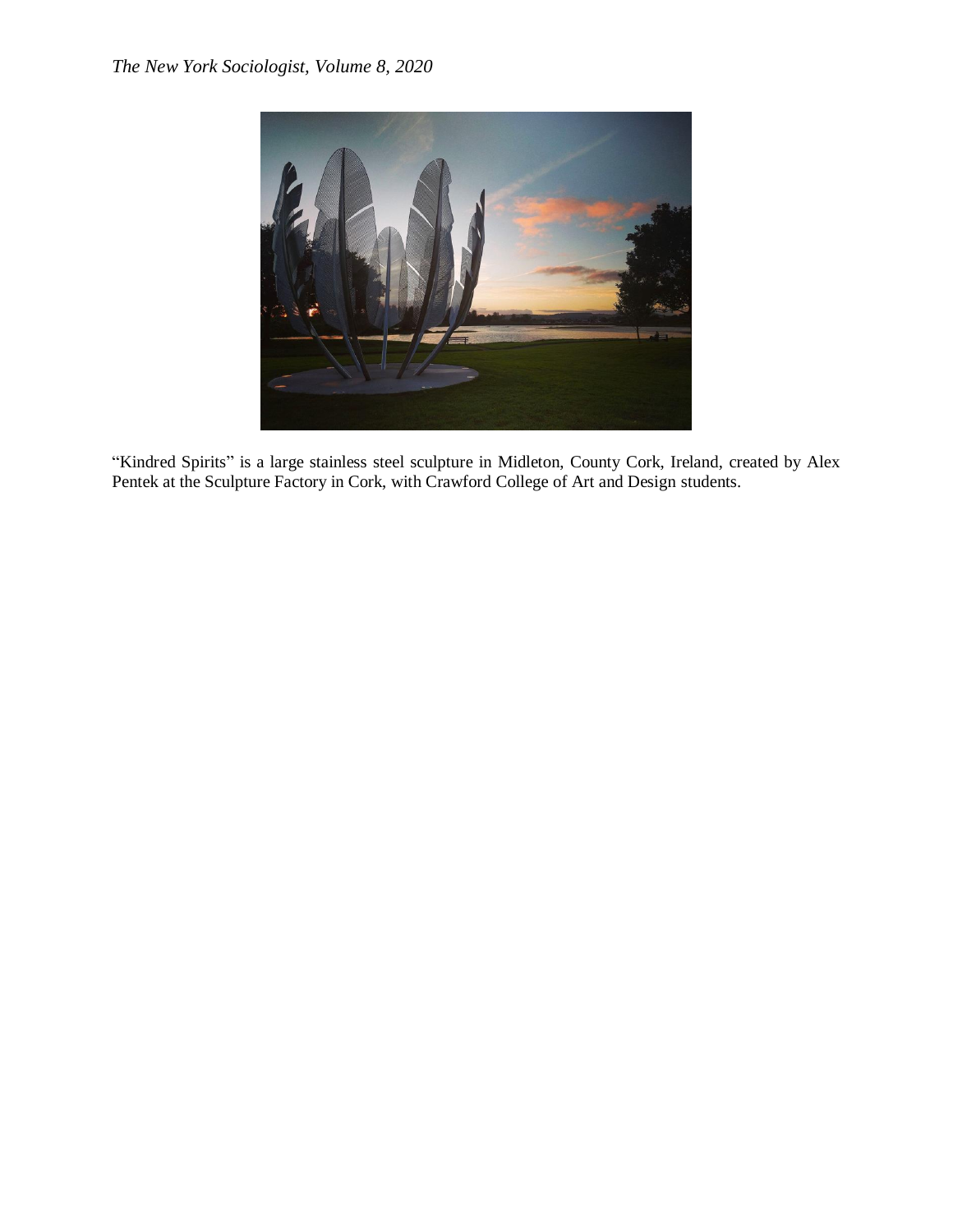“Kindred Spirits” is a large stainless steel sculpture in Midleton, County Cork, Ireland, created by Alex Pentek at the Sculpture Factory in Cork, with Crawford College of Art and Design students.